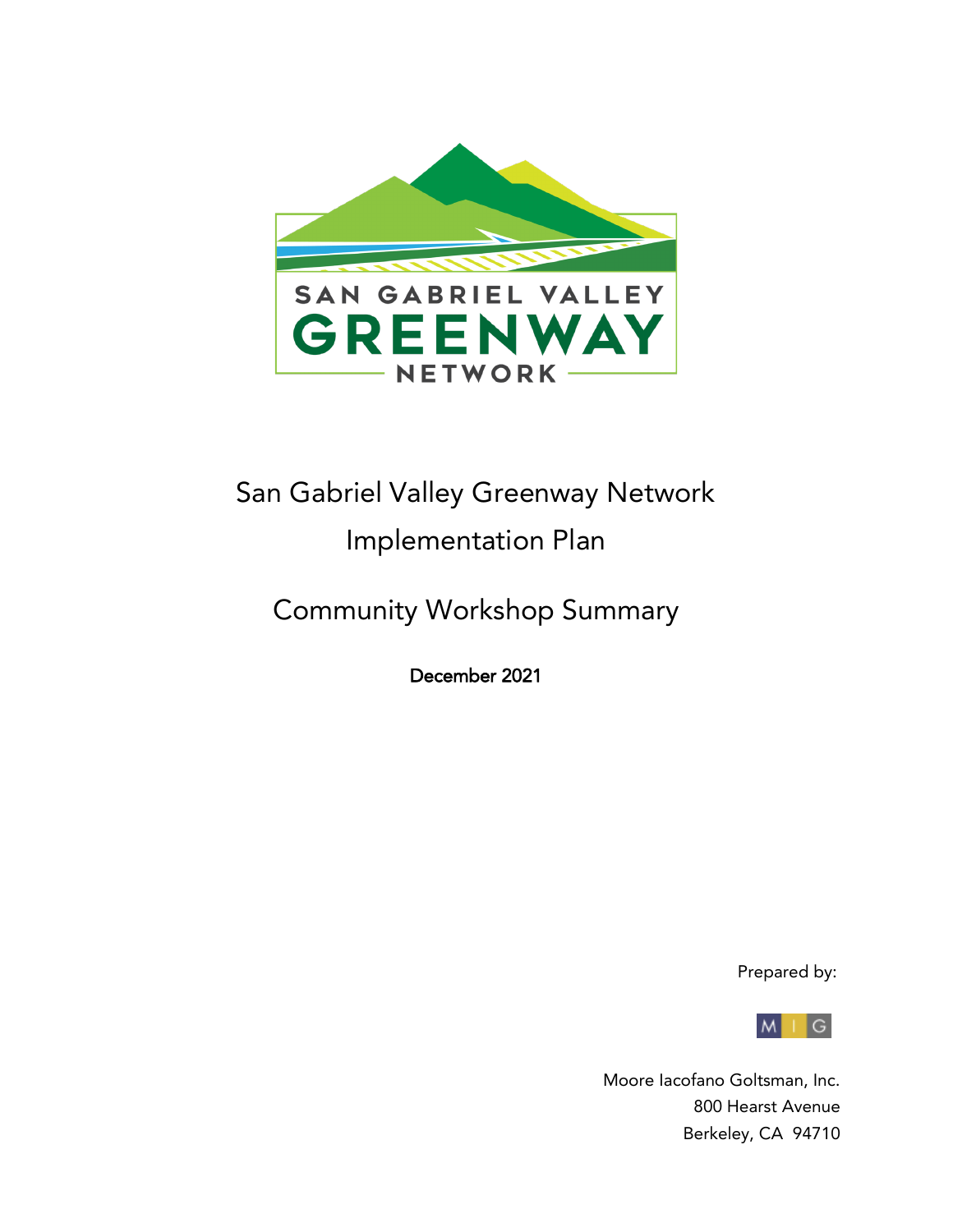SAN GABRIEL VALLEY
GREENWAY
NETWORK

# San Gabriel Valley Greenway Network Implementation Plan

## Community Workshop Summary

**December 2021**

Prepared by:

MIG

Moore Iacofano Goltsman, Inc.
800 Hearst Avenue
Berkeley, CA 94710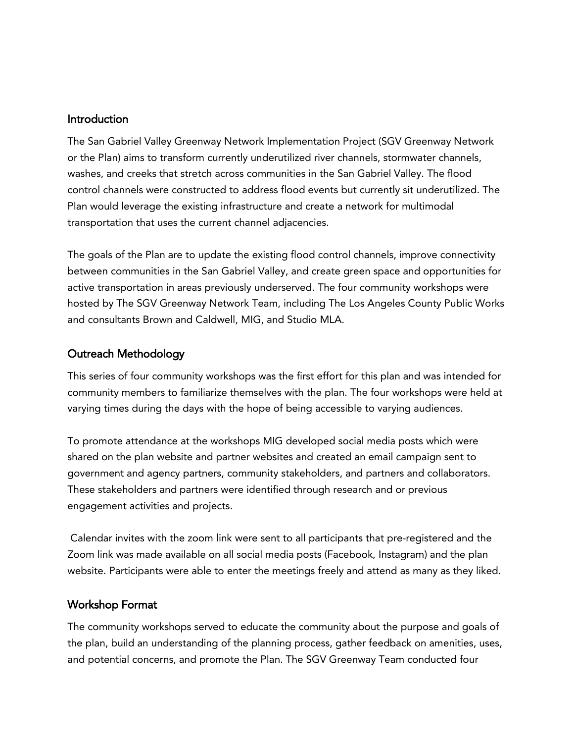## Introduction

The San Gabriel Valley Greenway Network Implementation Project (SGV Greenway Network or the Plan) aims to transform currently underutilized river channels, stormwater channels, washes, and creeks that stretch across communities in the San Gabriel Valley. The flood control channels were constructed to address flood events but currently sit underutilized. The Plan would leverage the existing infrastructure and create a network for multimodal transportation that uses the current channel adjacencies.

The goals of the Plan are to update the existing flood control channels, improve connectivity between communities in the San Gabriel Valley, and create green space and opportunities for active transportation in areas previously underserved. The four community workshops were hosted by The SGV Greenway Network Team, including The Los Angeles County Public Works and consultants Brown and Caldwell, MIG, and Studio MLA.

## Outreach Methodology

This series of four community workshops was the first effort for this plan and was intended for community members to familiarize themselves with the plan. The four workshops were held at varying times during the days with the hope of being accessible to varying audiences.

To promote attendance at the workshops MIG developed social media posts which were shared on the plan website and partner websites and created an email campaign sent to government and agency partners, community stakeholders, and partners and collaborators. These stakeholders and partners were identified through research and or previous engagement activities and projects.

Calendar invites with the zoom link were sent to all participants that pre-registered and the Zoom link was made available on all social media posts (Facebook, Instagram) and the plan website. Participants were able to enter the meetings freely and attend as many as they liked.

## Workshop Format

The community workshops served to educate the community about the purpose and goals of the plan, build an understanding of the planning process, gather feedback on amenities, uses, and potential concerns, and promote the Plan. The SGV Greenway Team conducted four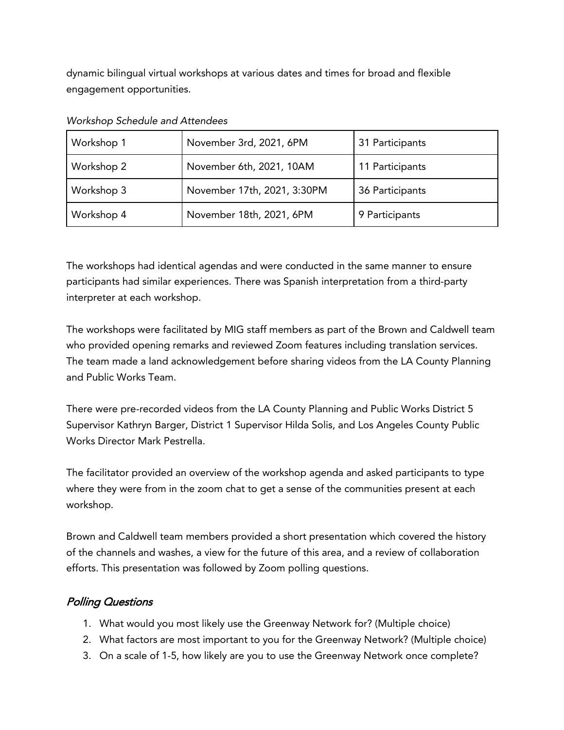dynamic bilingual virtual workshops at various dates and times for broad and flexible engagement opportunities.

*Workshop Schedule and Attendees*

| | | |
|---|---|---|
| Workshop 1 | November 3rd, 2021, 6PM | 31 Participants |
| Workshop 2 | November 6th, 2021, 10AM | 11 Participants |
| Workshop 3 | November 17th, 2021, 3:30PM | 36 Participants |
| Workshop 4 | November 18th, 2021, 6PM | 9 Participants |

The workshops had identical agendas and were conducted in the same manner to ensure participants had similar experiences. There was Spanish interpretation from a third-party interpreter at each workshop.

The workshops were facilitated by MIG staff members as part of the Brown and Caldwell team who provided opening remarks and reviewed Zoom features including translation services. The team made a land acknowledgement before sharing videos from the LA County Planning and Public Works Team.

There were pre-recorded videos from the LA County Planning and Public Works District 5 Supervisor Kathryn Barger, District 1 Supervisor Hilda Solis, and Los Angeles County Public Works Director Mark Pestrella.

The facilitator provided an overview of the workshop agenda and asked participants to type where they were from in the zoom chat to get a sense of the communities present at each workshop.

Brown and Caldwell team members provided a short presentation which covered the history of the channels and washes, a view for the future of this area, and a review of collaboration efforts. This presentation was followed by Zoom polling questions.

## *Polling Questions*

1. What would you most likely use the Greenway Network for? (Multiple choice)
2. What factors are most important to you for the Greenway Network? (Multiple choice)
3. On a scale of 1-5, how likely are you to use the Greenway Network once complete?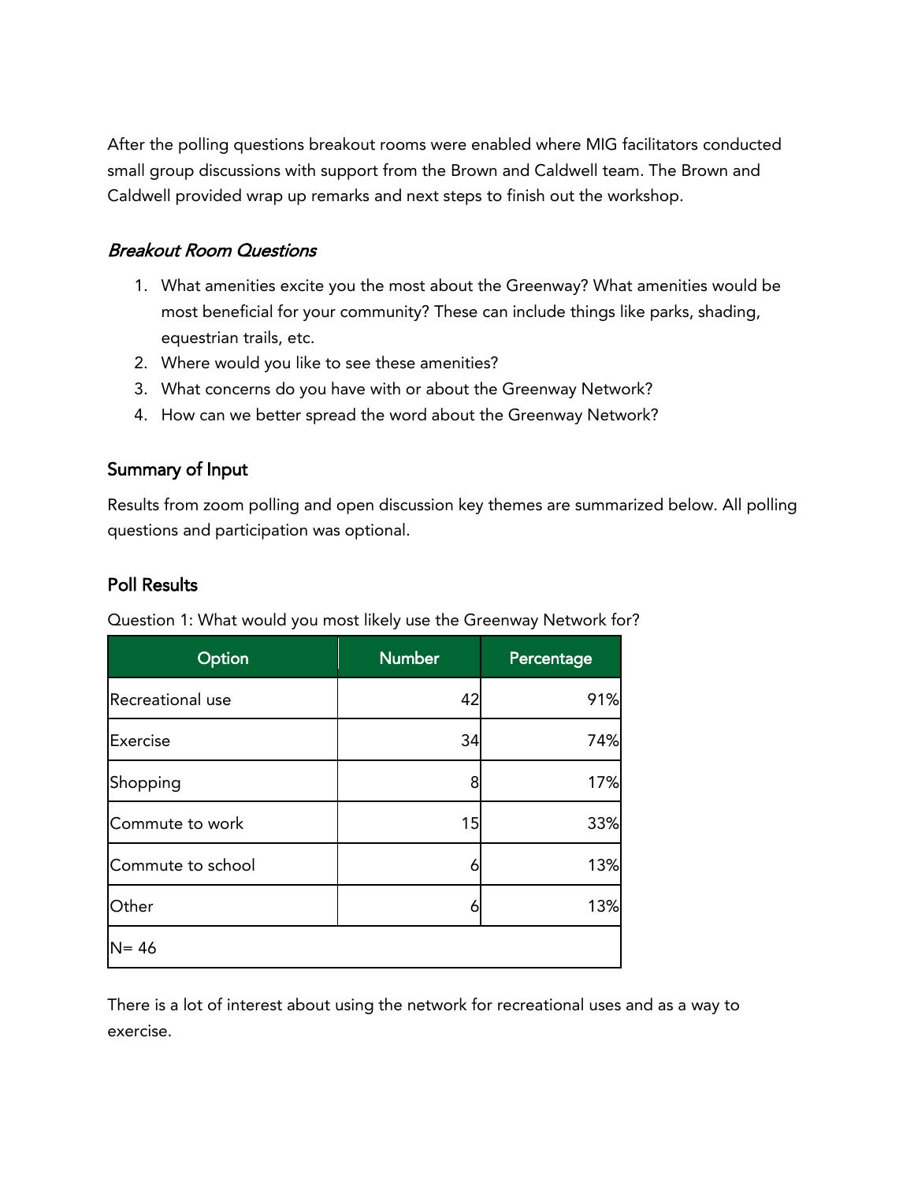After the polling questions breakout rooms were enabled where MIG facilitators conducted small group discussions with support from the Brown and Caldwell team. The Brown and Caldwell provided wrap up remarks and next steps to finish out the workshop.

### *Breakout Room Questions*

1. What amenities excite you the most about the Greenway? What amenities would be most beneficial for your community? These can include things like parks, shading, equestrian trails, etc.
2. Where would you like to see these amenities?
3. What concerns do you have with or about the Greenway Network?
4. How can we better spread the word about the Greenway Network?

### Summary of Input

Results from zoom polling and open discussion key themes are summarized below. All polling questions and participation was optional.

### Poll Results

Question 1: What would you most likely use the Greenway Network for?

| Option | Number | Percentage |
|---|---|---|
| Recreational use | 42 | 91% |
| Exercise | 34 | 74% |
| Shopping | 8 | 17% |
| Commute to work | 15 | 33% |
| Commute to school | 6 | 13% |
| Other | 6 | 13% |
| N= 46 | | |

There is a lot of interest about using the network for recreational uses and as a way to exercise.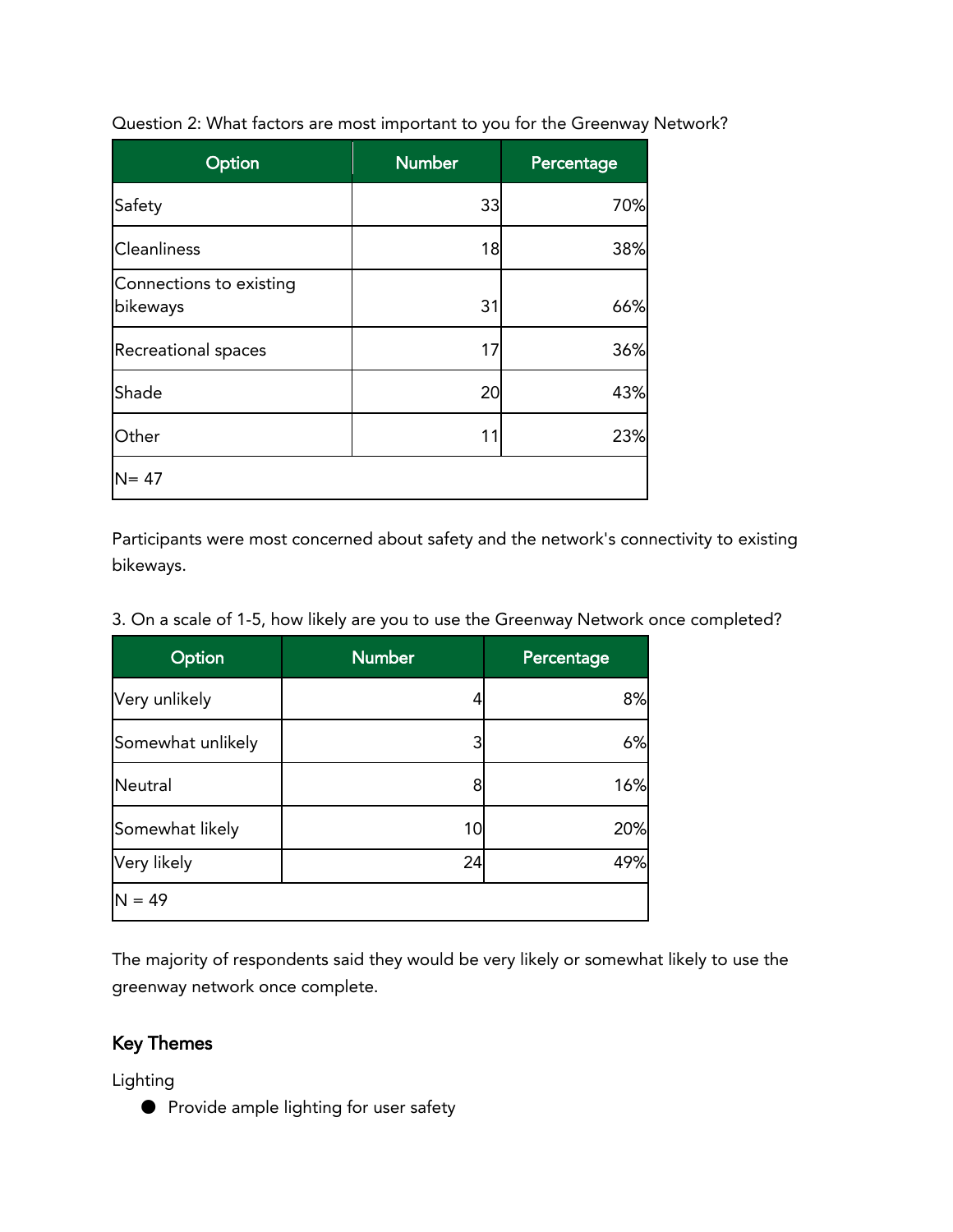Question 2: What factors are most important to you for the Greenway Network?

| Option | Number | Percentage |
|---|---|---|
| Safety | 33 | 70% |
| Cleanliness | 18 | 38% |
| Connections to existing bikeways | 31 | 66% |
| Recreational spaces | 17 | 36% |
| Shade | 20 | 43% |
| Other | 11 | 23% |
| N= 47 | | |

Participants were most concerned about safety and the network's connectivity to existing bikeways.

3. On a scale of 1-5, how likely are you to use the Greenway Network once completed?

| Option | Number | Percentage |
|---|---|---|
| Very unlikely | 4 | 8% |
| Somewhat unlikely | 3 | 6% |
| Neutral | 8 | 16% |
| Somewhat likely | 10 | 20% |
| Very likely | 24 | 49% |
| N = 49 | | |

The majority of respondents said they would be very likely or somewhat likely to use the greenway network once complete.

## Key Themes

Lighting

- Provide ample lighting for user safety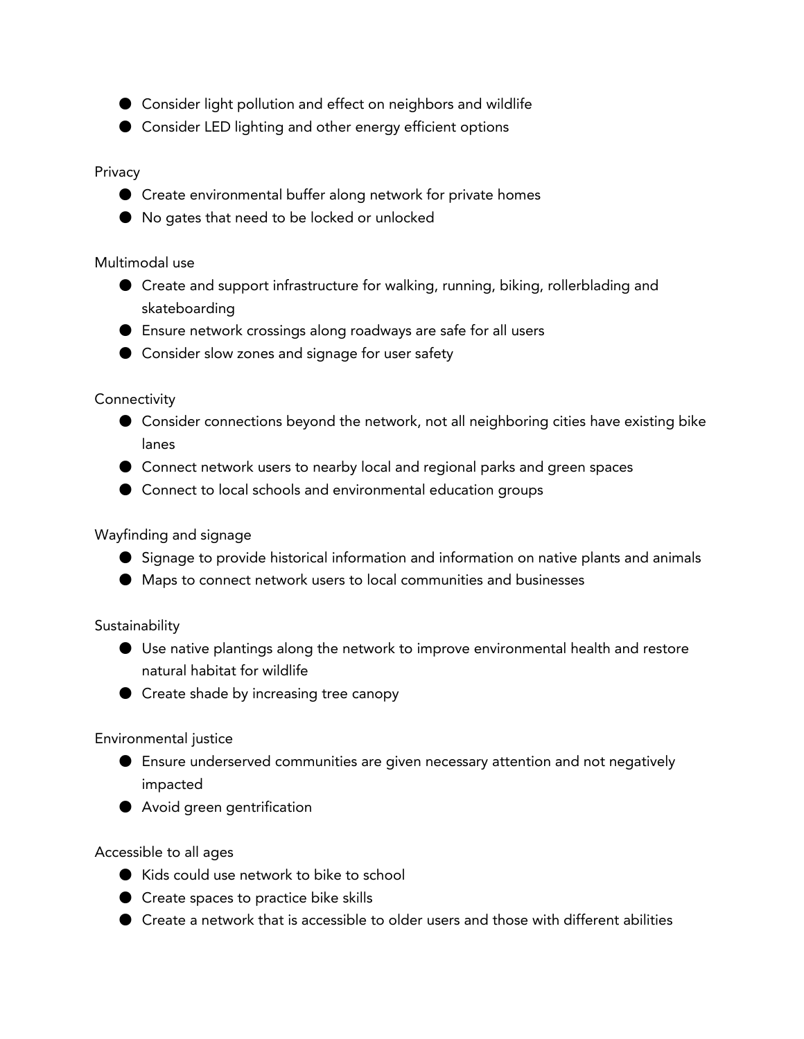- Consider light pollution and effect on neighbors and wildlife
- Consider LED lighting and other energy efficient options

Privacy

- Create environmental buffer along network for private homes
- No gates that need to be locked or unlocked

Multimodal use

- Create and support infrastructure for walking, running, biking, rollerblading and skateboarding
- Ensure network crossings along roadways are safe for all users
- Consider slow zones and signage for user safety

Connectivity

- Consider connections beyond the network, not all neighboring cities have existing bike lanes
- Connect network users to nearby local and regional parks and green spaces
- Connect to local schools and environmental education groups

Wayfinding and signage

- Signage to provide historical information and information on native plants and animals
- Maps to connect network users to local communities and businesses

Sustainability

- Use native plantings along the network to improve environmental health and restore natural habitat for wildlife
- Create shade by increasing tree canopy

Environmental justice

- Ensure underserved communities are given necessary attention and not negatively impacted
- Avoid green gentrification

Accessible to all ages

- Kids could use network to bike to school
- Create spaces to practice bike skills
- Create a network that is accessible to older users and those with different abilities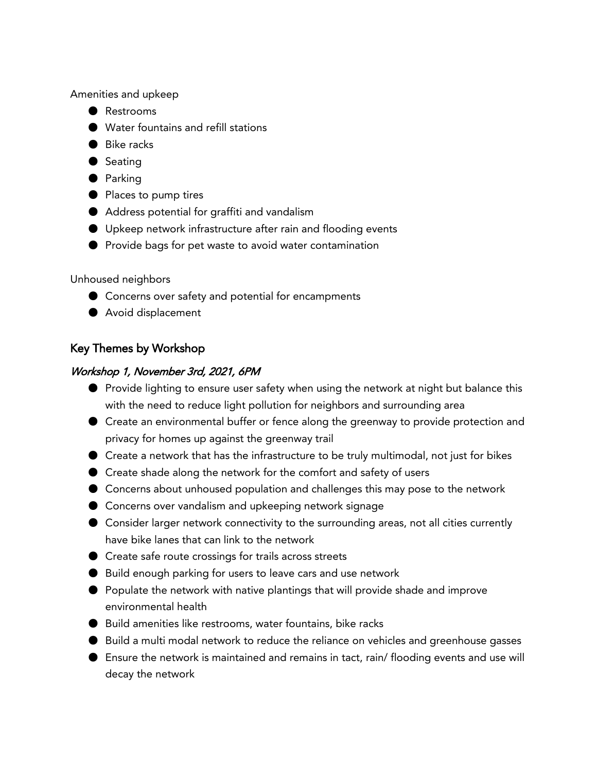Amenities and upkeep

- Restrooms
- Water fountains and refill stations
- Bike racks
- Seating
- Parking
- Places to pump tires
- Address potential for graffiti and vandalism
- Upkeep network infrastructure after rain and flooding events
- Provide bags for pet waste to avoid water contamination

Unhoused neighbors

- Concerns over safety and potential for encampments
- Avoid displacement

## Key Themes by Workshop

### *Workshop 1, November 3rd, 2021, 6PM*

- Provide lighting to ensure user safety when using the network at night but balance this with the need to reduce light pollution for neighbors and surrounding area
- Create an environmental buffer or fence along the greenway to provide protection and privacy for homes up against the greenway trail
- Create a network that has the infrastructure to be truly multimodal, not just for bikes
- Create shade along the network for the comfort and safety of users
- Concerns about unhoused population and challenges this may pose to the network
- Concerns over vandalism and upkeeping network signage
- Consider larger network connectivity to the surrounding areas, not all cities currently have bike lanes that can link to the network
- Create safe route crossings for trails across streets
- Build enough parking for users to leave cars and use network
- Populate the network with native plantings that will provide shade and improve environmental health
- Build amenities like restrooms, water fountains, bike racks
- Build a multi modal network to reduce the reliance on vehicles and greenhouse gasses
- Ensure the network is maintained and remains in tact, rain/ flooding events and use will decay the network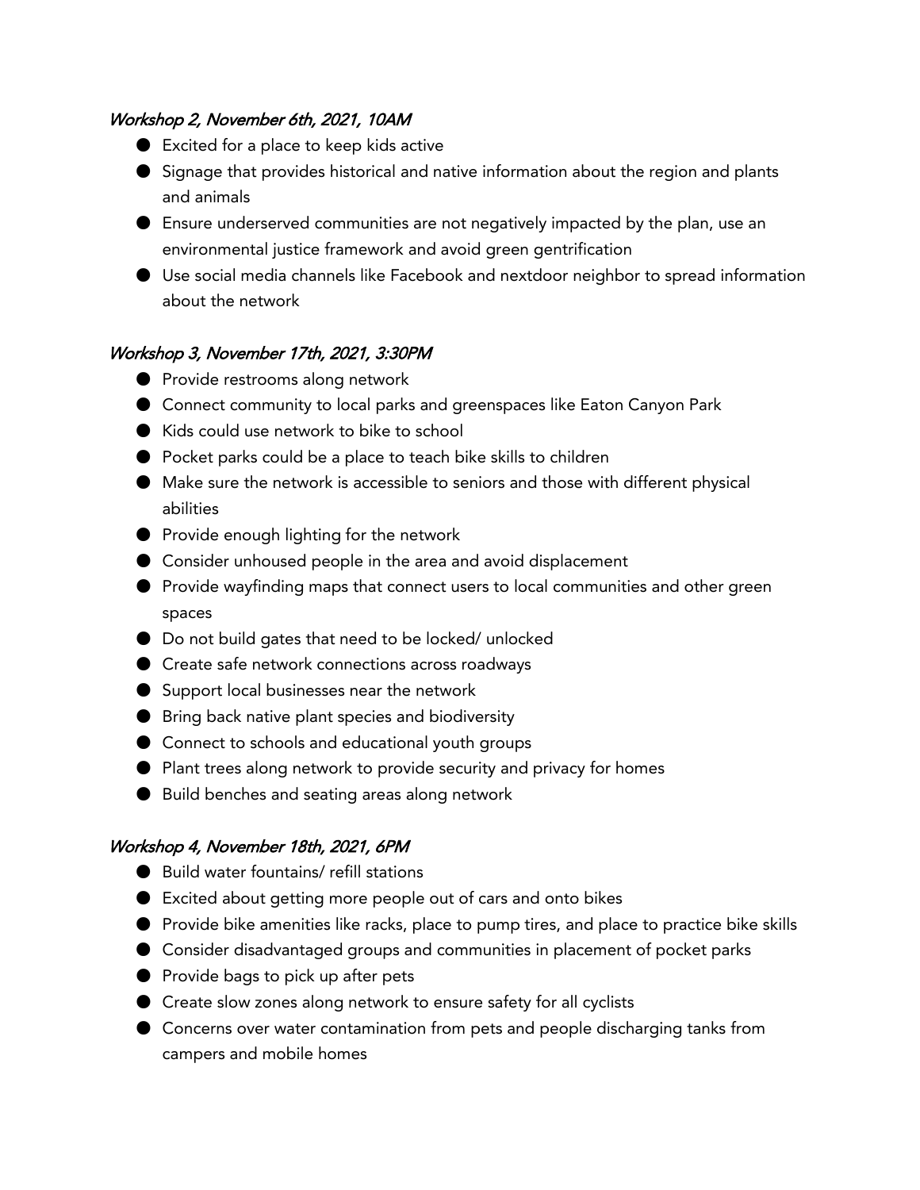*Workshop 2, November 6th, 2021, 10AM*

- Excited for a place to keep kids active
- Signage that provides historical and native information about the region and plants and animals
- Ensure underserved communities are not negatively impacted by the plan, use an environmental justice framework and avoid green gentrification
- Use social media channels like Facebook and nextdoor neighbor to spread information about the network

*Workshop 3, November 17th, 2021, 3:30PM*

- Provide restrooms along network
- Connect community to local parks and greenspaces like Eaton Canyon Park
- Kids could use network to bike to school
- Pocket parks could be a place to teach bike skills to children
- Make sure the network is accessible to seniors and those with different physical abilities
- Provide enough lighting for the network
- Consider unhoused people in the area and avoid displacement
- Provide wayfinding maps that connect users to local communities and other green spaces
- Do not build gates that need to be locked/ unlocked
- Create safe network connections across roadways
- Support local businesses near the network
- Bring back native plant species and biodiversity
- Connect to schools and educational youth groups
- Plant trees along network to provide security and privacy for homes
- Build benches and seating areas along network

*Workshop 4, November 18th, 2021, 6PM*

- Build water fountains/ refill stations
- Excited about getting more people out of cars and onto bikes
- Provide bike amenities like racks, place to pump tires, and place to practice bike skills
- Consider disadvantaged groups and communities in placement of pocket parks
- Provide bags to pick up after pets
- Create slow zones along network to ensure safety for all cyclists
- Concerns over water contamination from pets and people discharging tanks from campers and mobile homes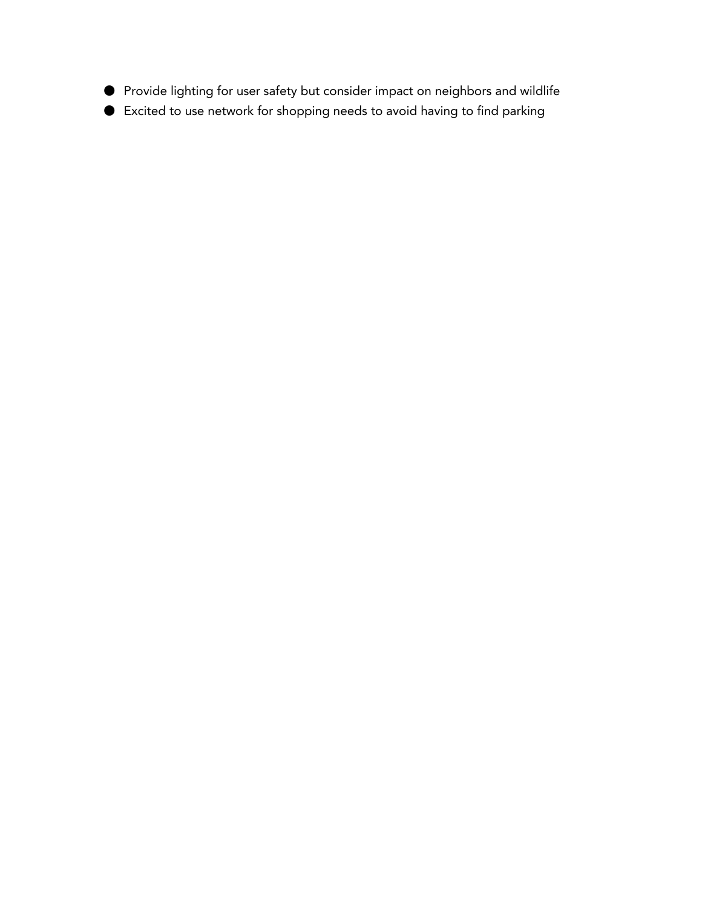- Provide lighting for user safety but consider impact on neighbors and wildlife
- Excited to use network for shopping needs to avoid having to find parking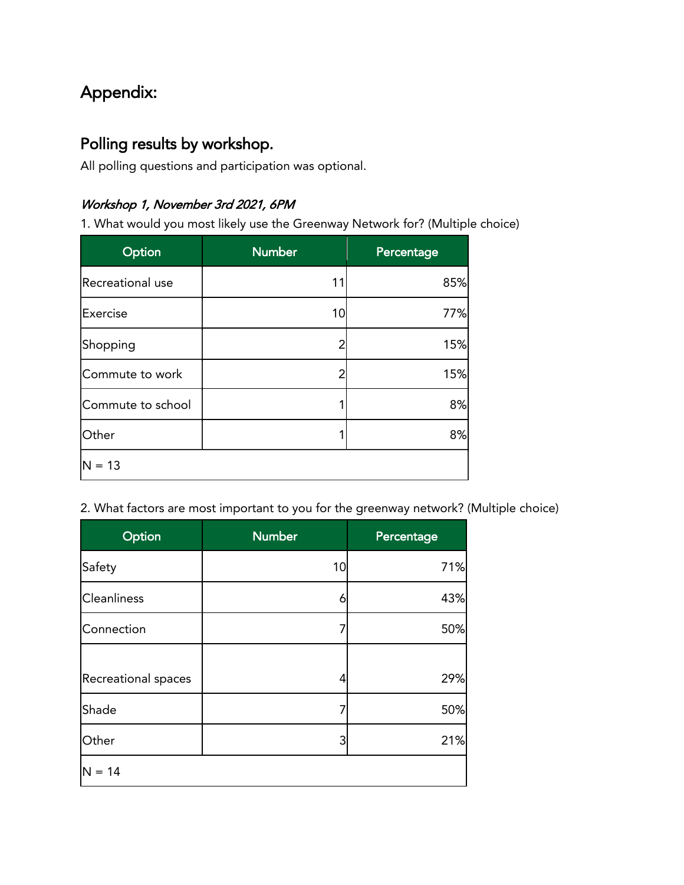# Appendix:

## Polling results by workshop.

All polling questions and participation was optional.

*Workshop 1, November 3rd 2021, 6PM*

1. What would you most likely use the Greenway Network for? (Multiple choice)

| Option | Number | Percentage |
|---|---|---|
| Recreational use | 11 | 85% |
| Exercise | 10 | 77% |
| Shopping | 2 | 15% |
| Commute to work | 2 | 15% |
| Commute to school | 1 | 8% |
| Other | 1 | 8% |
| N = 13 | | |

2. What factors are most important to you for the greenway network? (Multiple choice)

| Option | Number | Percentage |
|---|---|---|
| Safety | 10 | 71% |
| Cleanliness | 6 | 43% |
| Connection | 7 | 50% |
| Recreational spaces | 4 | 29% |
| Shade | 7 | 50% |
| Other | 3 | 21% |
| N = 14 | | |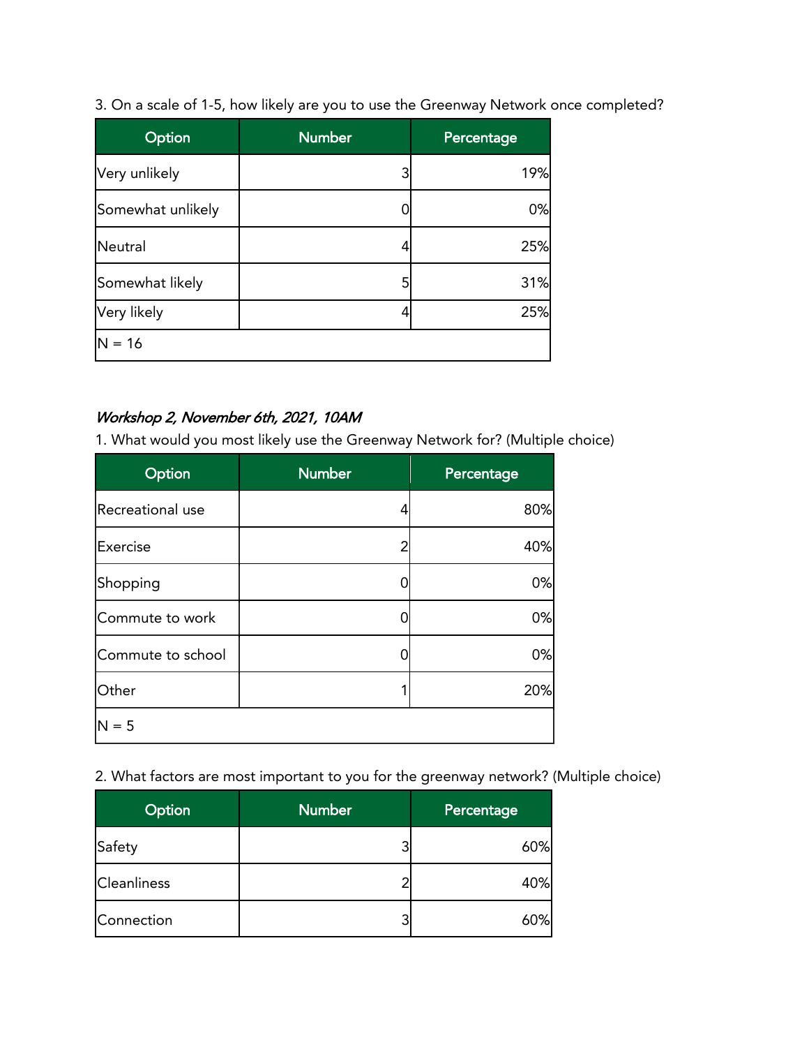3. On a scale of 1-5, how likely are you to use the Greenway Network once completed?

| Option | Number | Percentage |
|---|---|---|
| Very unlikely | 3 | 19% |
| Somewhat unlikely | 0 | 0% |
| Neutral | 4 | 25% |
| Somewhat likely | 5 | 31% |
| Very likely | 4 | 25% |
| N = 16 | | |

***Workshop 2, November 6th, 2021, 10AM***

1. What would you most likely use the Greenway Network for? (Multiple choice)

| Option | Number | Percentage |
|---|---|---|
| Recreational use | 4 | 80% |
| Exercise | 2 | 40% |
| Shopping | 0 | 0% |
| Commute to work | 0 | 0% |
| Commute to school | 0 | 0% |
| Other | 1 | 20% |
| N = 5 | | |

2. What factors are most important to you for the greenway network? (Multiple choice)

| Option | Number | Percentage |
|---|---|---|
| Safety | 3 | 60% |
| Cleanliness | 2 | 40% |
| Connection | 3 | 60% |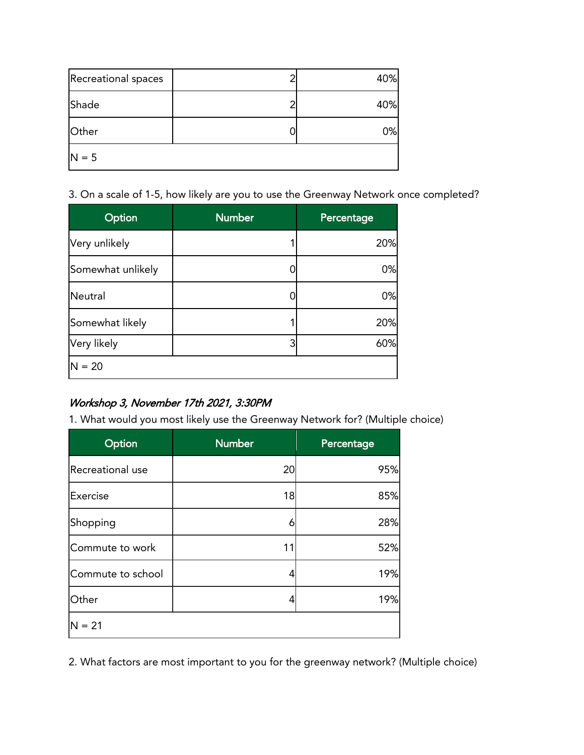| Recreational spaces | 2 | 40% |
|---|---|---|
| Shade | 2 | 40% |
| Other | 0 | 0% |
| N = 5 | | |

3. On a scale of 1-5, how likely are you to use the Greenway Network once completed?

| Option | Number | Percentage |
|---|---|---|
| Very unlikely | 1 | 20% |
| Somewhat unlikely | 0 | 0% |
| Neutral | 0 | 0% |
| Somewhat likely | 1 | 20% |
| Very likely | 3 | 60% |
| N = 20 | | |

*Workshop 3, November 17th 2021, 3:30PM*

1. What would you most likely use the Greenway Network for? (Multiple choice)

| Option | Number | Percentage |
|---|---|---|
| Recreational use | 20 | 95% |
| Exercise | 18 | 85% |
| Shopping | 6 | 28% |
| Commute to work | 11 | 52% |
| Commute to school | 4 | 19% |
| Other | 4 | 19% |
| N = 21 | | |

2. What factors are most important to you for the greenway network? (Multiple choice)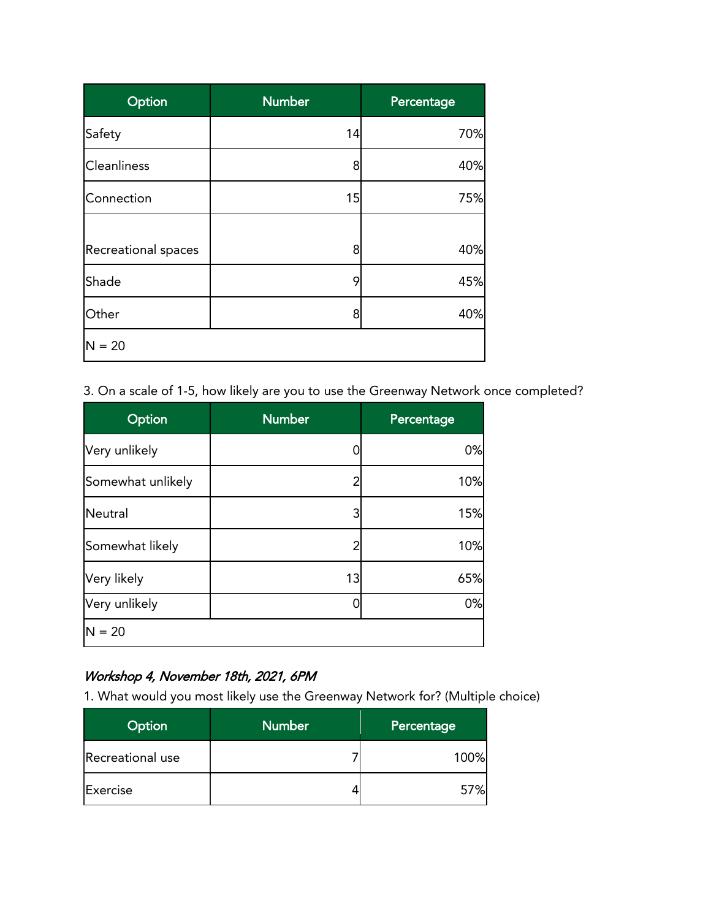| Option | Number | Percentage |
| --- | --- | --- |
| Safety | 14 | 70% |
| Cleanliness | 8 | 40% |
| Connection | 15 | 75% |
| Recreational spaces | 8 | 40% |
| Shade | 9 | 45% |
| Other | 8 | 40% |
| N = 20 | | |

3. On a scale of 1-5, how likely are you to use the Greenway Network once completed?

| Option | Number | Percentage |
| --- | --- | --- |
| Very unlikely | 0 | 0% |
| Somewhat unlikely | 2 | 10% |
| Neutral | 3 | 15% |
| Somewhat likely | 2 | 10% |
| Very likely | 13 | 65% |
| Very unlikely | 0 | 0% |
| N = 20 | | |

*Workshop 4, November 18th, 2021, 6PM*

1. What would you most likely use the Greenway Network for? (Multiple choice)

| Option | Number | Percentage |
| --- | --- | --- |
| Recreational use | 7 | 100% |
| Exercise | 4 | 57% |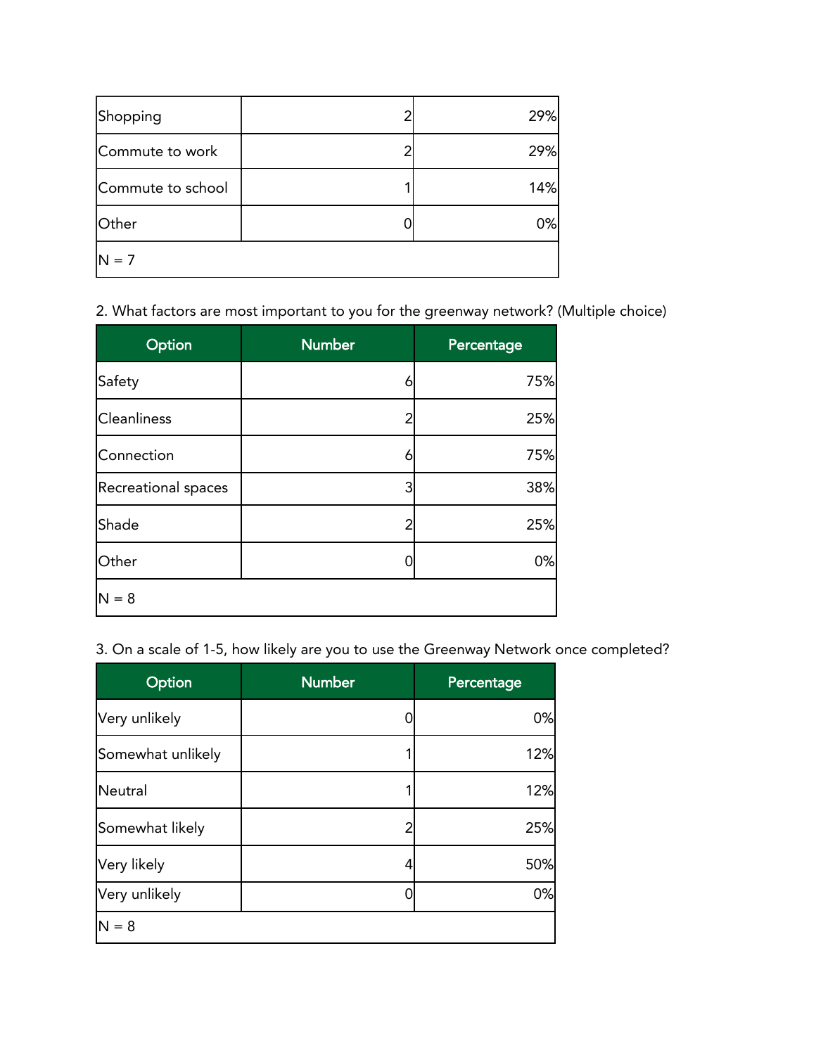| | | |
|---|---|---|
| Shopping | 2 | 29% |
| Commute to work | 2 | 29% |
| Commute to school | 1 | 14% |
| Other | 0 | 0% |
| N = 7 | | |

2. What factors are most important to you for the greenway network? (Multiple choice)

| Option | Number | Percentage |
|---|---|---|
| Safety | 6 | 75% |
| Cleanliness | 2 | 25% |
| Connection | 6 | 75% |
| Recreational spaces | 3 | 38% |
| Shade | 2 | 25% |
| Other | 0 | 0% |
| N = 8 | | |

3. On a scale of 1-5, how likely are you to use the Greenway Network once completed?

| Option | Number | Percentage |
|---|---|---|
| Very unlikely | 0 | 0% |
| Somewhat unlikely | 1 | 12% |
| Neutral | 1 | 12% |
| Somewhat likely | 2 | 25% |
| Very likely | 4 | 50% |
| Very unlikely | 0 | 0% |
| N = 8 | | |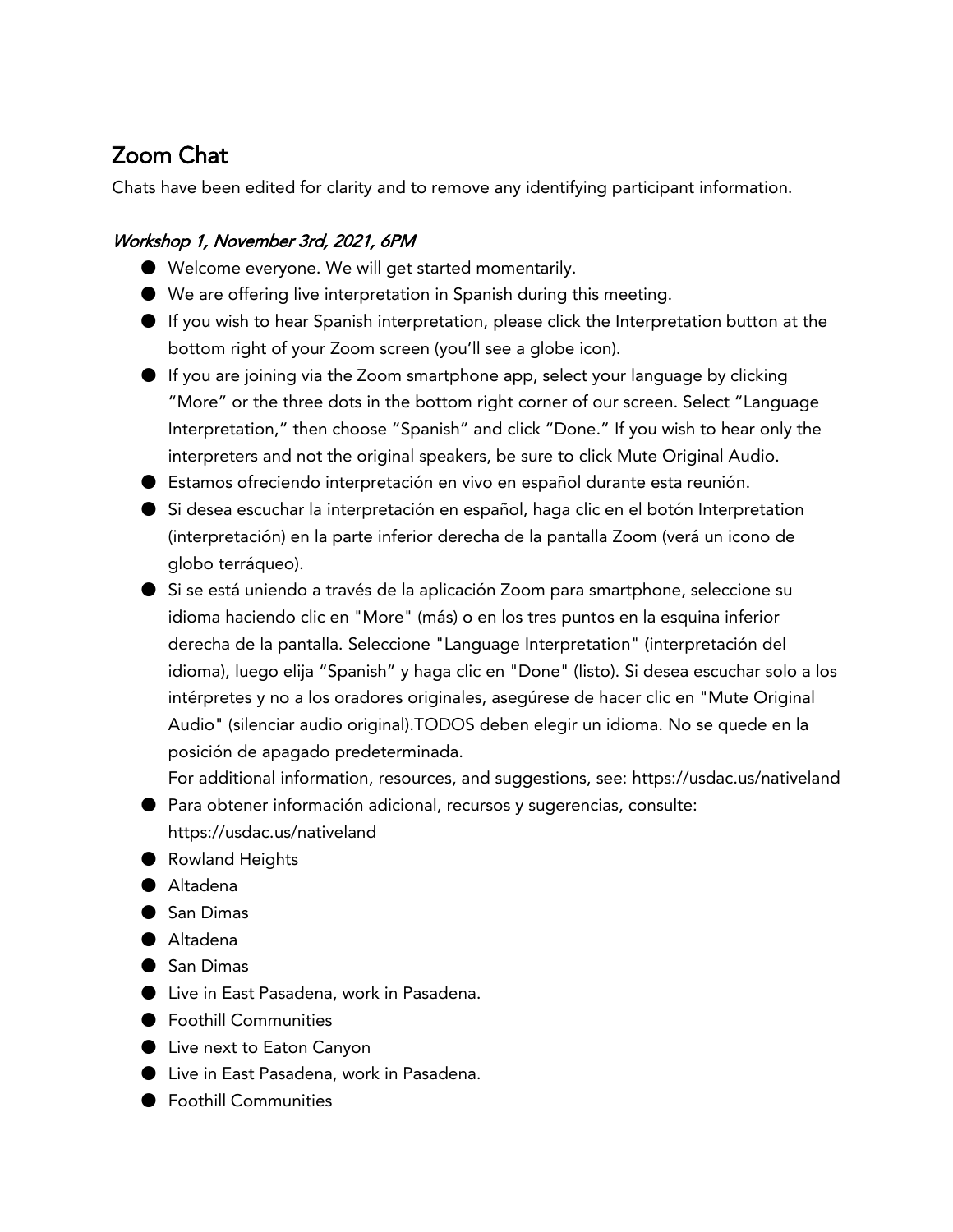## Zoom Chat

Chats have been edited for clarity and to remove any identifying participant information.

### *Workshop 1, November 3rd, 2021, 6PM*

- Welcome everyone. We will get started momentarily.
- We are offering live interpretation in Spanish during this meeting.
- If you wish to hear Spanish interpretation, please click the Interpretation button at the bottom right of your Zoom screen (you'll see a globe icon).
- If you are joining via the Zoom smartphone app, select your language by clicking "More" or the three dots in the bottom right corner of our screen. Select "Language Interpretation," then choose "Spanish" and click "Done." If you wish to hear only the interpreters and not the original speakers, be sure to click Mute Original Audio.
- Estamos ofreciendo interpretación en vivo en español durante esta reunión.
- Si desea escuchar la interpretación en español, haga clic en el botón Interpretation (interpretación) en la parte inferior derecha de la pantalla Zoom (verá un icono de globo terráqueo).
- Si se está uniendo a través de la aplicación Zoom para smartphone, seleccione su idioma haciendo clic en "More" (más) o en los tres puntos en la esquina inferior derecha de la pantalla. Seleccione "Language Interpretation" (interpretación del idioma), luego elija "Spanish" y haga clic en "Done" (listo). Si desea escuchar solo a los intérpretes y no a los oradores originales, asegúrese de hacer clic en "Mute Original Audio" (silenciar audio original).TODOS deben elegir un idioma. No se quede en la posición de apagado predeterminada.
  For additional information, resources, and suggestions, see: https://usdac.us/nativeland
- Para obtener información adicional, recursos y sugerencias, consulte: https://usdac.us/nativeland
- Rowland Heights
- Altadena
- San Dimas
- Altadena
- San Dimas
- Live in East Pasadena, work in Pasadena.
- Foothill Communities
- Live next to Eaton Canyon
- Live in East Pasadena, work in Pasadena.
- Foothill Communities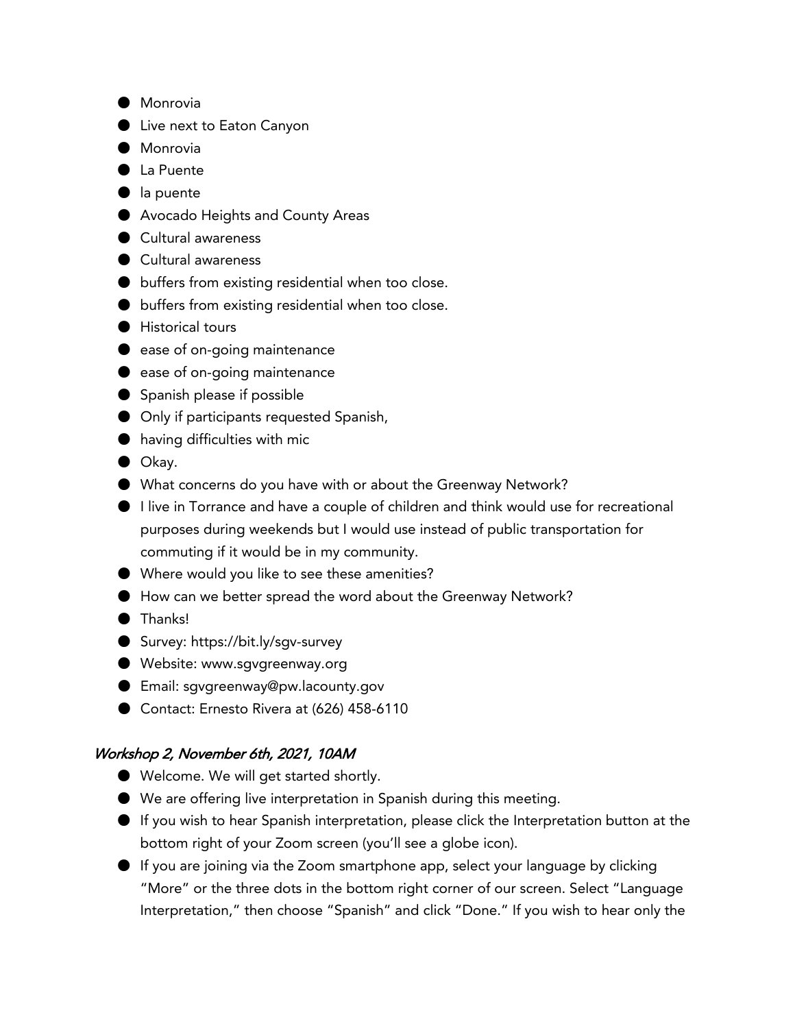- Monrovia
- Live next to Eaton Canyon
- Monrovia
- La Puente
- la puente
- Avocado Heights and County Areas
- Cultural awareness
- Cultural awareness
- buffers from existing residential when too close.
- buffers from existing residential when too close.
- Historical tours
- ease of on-going maintenance
- ease of on-going maintenance
- Spanish please if possible
- Only if participants requested Spanish,
- having difficulties with mic
- Okay.
- What concerns do you have with or about the Greenway Network?
- I live in Torrance and have a couple of children and think would use for recreational purposes during weekends but I would use instead of public transportation for commuting if it would be in my community.
- Where would you like to see these amenities?
- How can we better spread the word about the Greenway Network?
- Thanks!
- Survey: https://bit.ly/sgv-survey
- Website: www.sgvgreenway.org
- Email: sgvgreenway@pw.lacounty.gov
- Contact: Ernesto Rivera at (626) 458-6110

### *Workshop 2, November 6th, 2021, 10AM*

- Welcome. We will get started shortly.
- We are offering live interpretation in Spanish during this meeting.
- If you wish to hear Spanish interpretation, please click the Interpretation button at the bottom right of your Zoom screen (you'll see a globe icon).
- If you are joining via the Zoom smartphone app, select your language by clicking "More" or the three dots in the bottom right corner of our screen. Select "Language Interpretation," then choose "Spanish" and click "Done." If you wish to hear only the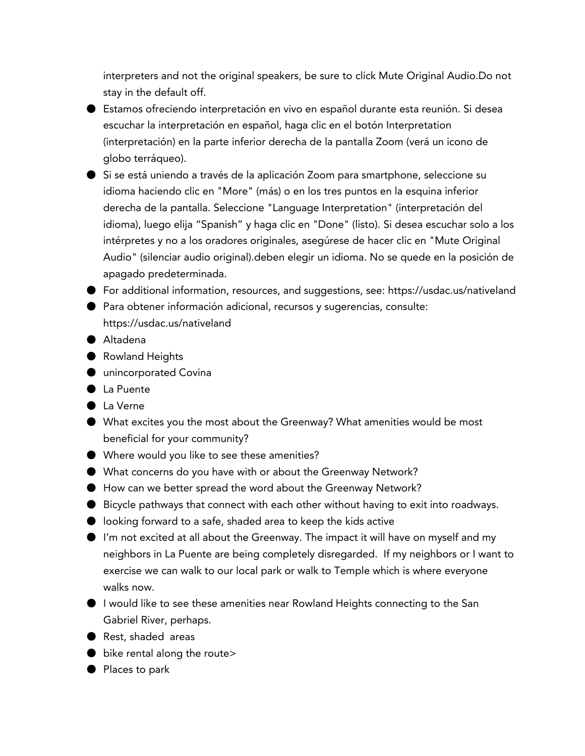interpreters and not the original speakers, be sure to click Mute Original Audio.Do not stay in the default off.

- Estamos ofreciendo interpretación en vivo en español durante esta reunión. Si desea escuchar la interpretación en español, haga clic en el botón Interpretation (interpretación) en la parte inferior derecha de la pantalla Zoom (verá un icono de globo terráqueo).
- Si se está uniendo a través de la aplicación Zoom para smartphone, seleccione su idioma haciendo clic en "More" (más) o en los tres puntos en la esquina inferior derecha de la pantalla. Seleccione "Language Interpretation" (interpretación del idioma), luego elija "Spanish" y haga clic en "Done" (listo). Si desea escuchar solo a los intérpretes y no a los oradores originales, asegúrese de hacer clic en "Mute Original Audio" (silenciar audio original).deben elegir un idioma. No se quede en la posición de apagado predeterminada.
- For additional information, resources, and suggestions, see: https://usdac.us/nativeland
- Para obtener información adicional, recursos y sugerencias, consulte: https://usdac.us/nativeland
- Altadena
- Rowland Heights
- unincorporated Covina
- La Puente
- La Verne
- What excites you the most about the Greenway? What amenities would be most beneficial for your community?
- Where would you like to see these amenities?
- What concerns do you have with or about the Greenway Network?
- How can we better spread the word about the Greenway Network?
- Bicycle pathways that connect with each other without having to exit into roadways.
- looking forward to a safe, shaded area to keep the kids active
- I'm not excited at all about the Greenway. The impact it will have on myself and my neighbors in La Puente are being completely disregarded. If my neighbors or I want to exercise we can walk to our local park or walk to Temple which is where everyone walks now.
- I would like to see these amenities near Rowland Heights connecting to the San Gabriel River, perhaps.
- Rest, shaded areas
- bike rental along the route>
- Places to park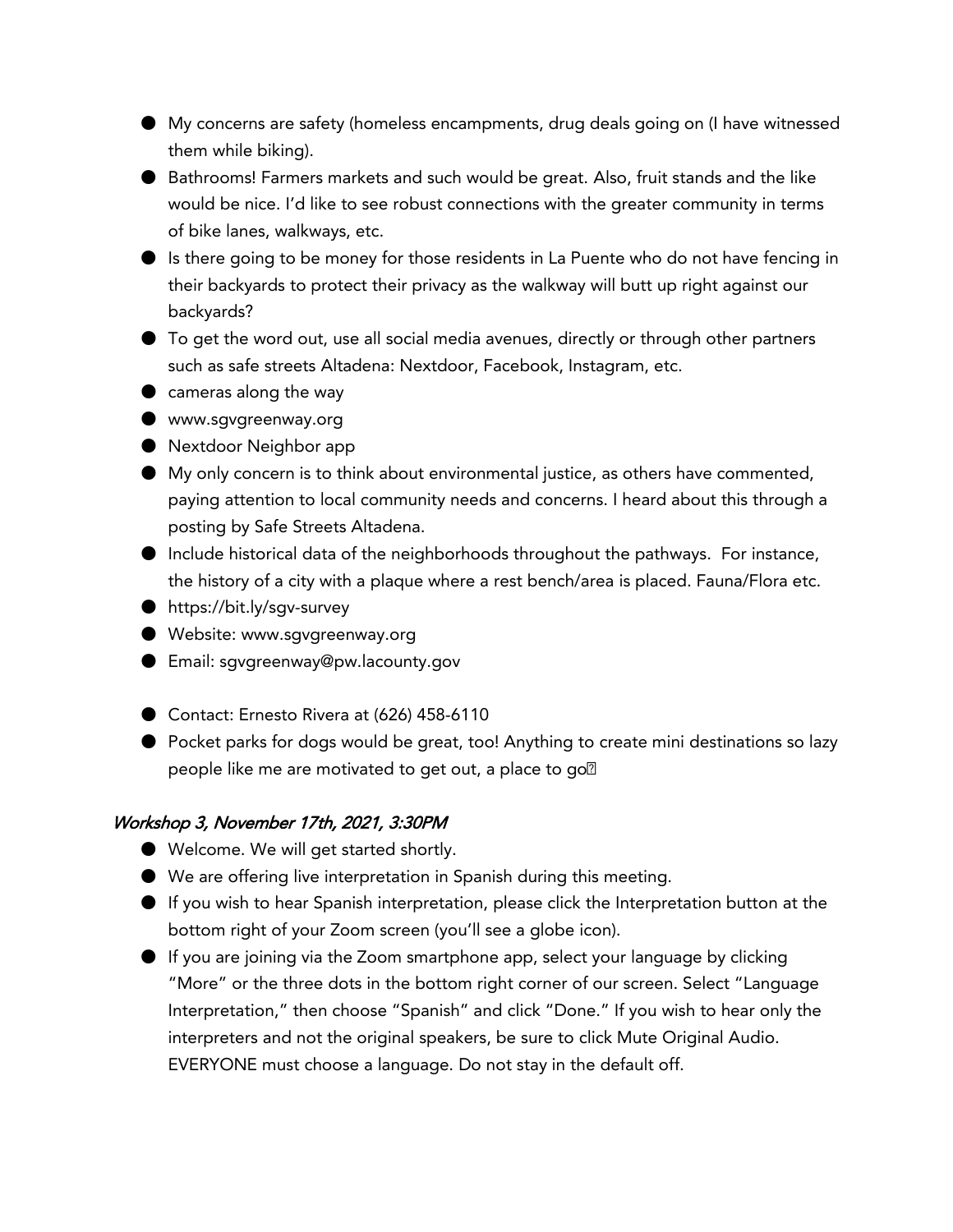- My concerns are safety (homeless encampments, drug deals going on (I have witnessed them while biking).
- Bathrooms! Farmers markets and such would be great. Also, fruit stands and the like would be nice. I'd like to see robust connections with the greater community in terms of bike lanes, walkways, etc.
- Is there going to be money for those residents in La Puente who do not have fencing in their backyards to protect their privacy as the walkway will butt up right against our backyards?
- To get the word out, use all social media avenues, directly or through other partners such as safe streets Altadena: Nextdoor, Facebook, Instagram, etc.
- cameras along the way
- www.sgvgreenway.org
- Nextdoor Neighbor app
- My only concern is to think about environmental justice, as others have commented, paying attention to local community needs and concerns. I heard about this through a posting by Safe Streets Altadena.
- Include historical data of the neighborhoods throughout the pathways. For instance, the history of a city with a plaque where a rest bench/area is placed. Fauna/Flora etc.
- https://bit.ly/sgv-survey
- Website: www.sgvgreenway.org
- Email: sgvgreenway@pw.lacounty.gov
- Contact: Ernesto Rivera at (626) 458-6110
- Pocket parks for dogs would be great, too! Anything to create mini destinations so lazy people like me are motivated to get out, a place to go

### *Workshop 3, November 17th, 2021, 3:30PM*

- Welcome. We will get started shortly.
- We are offering live interpretation in Spanish during this meeting.
- If you wish to hear Spanish interpretation, please click the Interpretation button at the bottom right of your Zoom screen (you'll see a globe icon).
- If you are joining via the Zoom smartphone app, select your language by clicking "More" or the three dots in the bottom right corner of our screen. Select "Language Interpretation," then choose "Spanish" and click "Done." If you wish to hear only the interpreters and not the original speakers, be sure to click Mute Original Audio. EVERYONE must choose a language. Do not stay in the default off.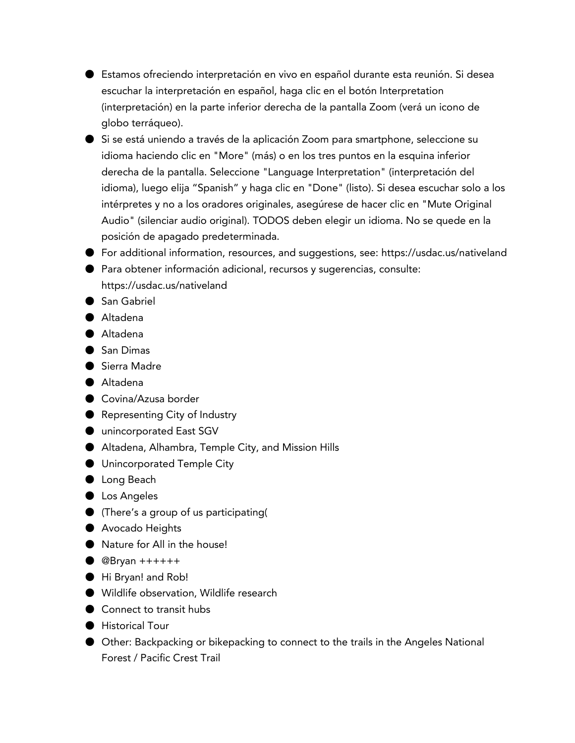- Estamos ofreciendo interpretación en vivo en español durante esta reunión. Si desea escuchar la interpretación en español, haga clic en el botón Interpretation (interpretación) en la parte inferior derecha de la pantalla Zoom (verá un icono de globo terráqueo).
- Si se está uniendo a través de la aplicación Zoom para smartphone, seleccione su idioma haciendo clic en "More" (más) o en los tres puntos en la esquina inferior derecha de la pantalla. Seleccione "Language Interpretation" (interpretación del idioma), luego elija “Spanish” y haga clic en "Done" (listo). Si desea escuchar solo a los intérpretes y no a los oradores originales, asegúrese de hacer clic en "Mute Original Audio" (silenciar audio original). TODOS deben elegir un idioma. No se quede en la posición de apagado predeterminada.
- For additional information, resources, and suggestions, see: https://usdac.us/nativeland
- Para obtener información adicional, recursos y sugerencias, consulte: https://usdac.us/nativeland
- San Gabriel
- Altadena
- Altadena
- San Dimas
- Sierra Madre
- Altadena
- Covina/Azusa border
- Representing City of Industry
- unincorporated East SGV
- Altadena, Alhambra, Temple City, and Mission Hills
- Unincorporated Temple City
- Long Beach
- Los Angeles
- (There’s a group of us participating(
- Avocado Heights
- Nature for All in the house!
- @Bryan ++++++
- Hi Bryan! and Rob!
- Wildlife observation, Wildlife research
- Connect to transit hubs
- Historical Tour
- Other: Backpacking or bikepacking to connect to the trails in the Angeles National Forest / Pacific Crest Trail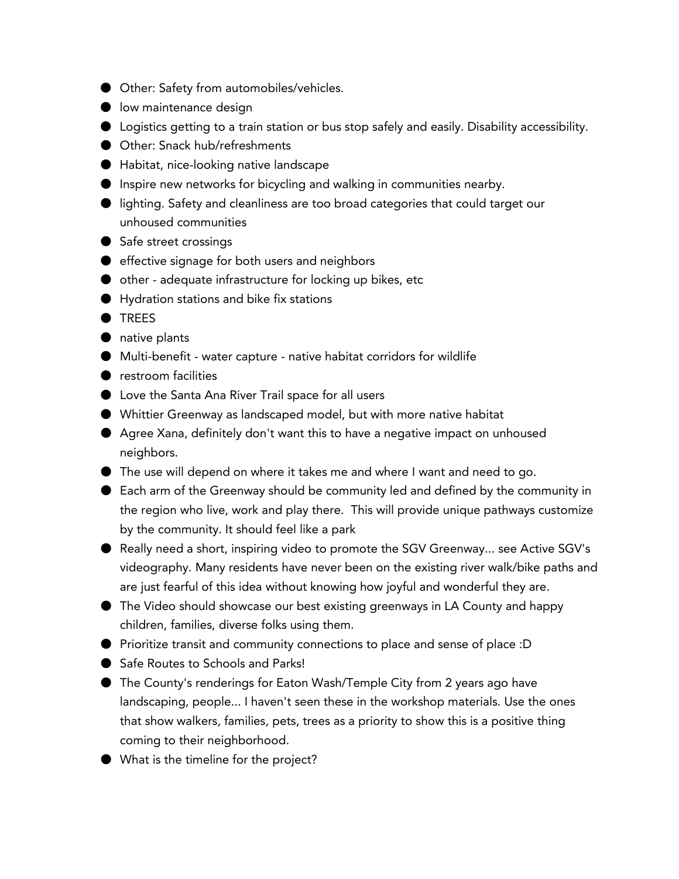- Other: Safety from automobiles/vehicles.
- low maintenance design
- Logistics getting to a train station or bus stop safely and easily. Disability accessibility.
- Other: Snack hub/refreshments
- Habitat, nice-looking native landscape
- Inspire new networks for bicycling and walking in communities nearby.
- lighting. Safety and cleanliness are too broad categories that could target our unhoused communities
- Safe street crossings
- effective signage for both users and neighbors
- other - adequate infrastructure for locking up bikes, etc
- Hydration stations and bike fix stations
- TREES
- native plants
- Multi-benefit - water capture - native habitat corridors for wildlife
- restroom facilities
- Love the Santa Ana River Trail space for all users
- Whittier Greenway as landscaped model, but with more native habitat
- Agree Xana, definitely don't want this to have a negative impact on unhoused neighbors.
- The use will depend on where it takes me and where I want and need to go.
- Each arm of the Greenway should be community led and defined by the community in the region who live, work and play there. This will provide unique pathways customize by the community. It should feel like a park
- Really need a short, inspiring video to promote the SGV Greenway... see Active SGV's videography. Many residents have never been on the existing river walk/bike paths and are just fearful of this idea without knowing how joyful and wonderful they are.
- The Video should showcase our best existing greenways in LA County and happy children, families, diverse folks using them.
- Prioritize transit and community connections to place and sense of place :D
- Safe Routes to Schools and Parks!
- The County's renderings for Eaton Wash/Temple City from 2 years ago have landscaping, people... I haven't seen these in the workshop materials. Use the ones that show walkers, families, pets, trees as a priority to show this is a positive thing coming to their neighborhood.
- What is the timeline for the project?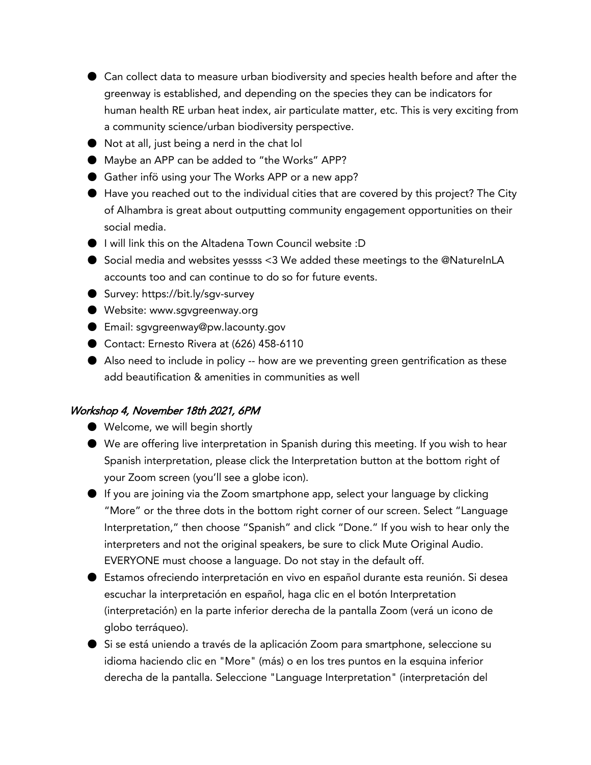- Can collect data to measure urban biodiversity and species health before and after the greenway is established, and depending on the species they can be indicators for human health RE urban heat index, air particulate matter, etc. This is very exciting from a community science/urban biodiversity perspective.
- Not at all, just being a nerd in the chat lol
- Maybe an APP can be added to "the Works" APP?
- Gather infö using your The Works APP or a new app?
- Have you reached out to the individual cities that are covered by this project? The City of Alhambra is great about outputting community engagement opportunities on their social media.
- I will link this on the Altadena Town Council website :D
- Social media and websites yessss <3 We added these meetings to the @NatureInLA accounts too and can continue to do so for future events.
- Survey: https://bit.ly/sgv-survey
- Website: www.sgvgreenway.org
- Email: sgvgreenway@pw.lacounty.gov
- Contact: Ernesto Rivera at (626) 458-6110
- Also need to include in policy -- how are we preventing green gentrification as these add beautification & amenities in communities as well

### *Workshop 4, November 18th 2021, 6PM*

- Welcome, we will begin shortly
- We are offering live interpretation in Spanish during this meeting. If you wish to hear Spanish interpretation, please click the Interpretation button at the bottom right of your Zoom screen (you'll see a globe icon).
- If you are joining via the Zoom smartphone app, select your language by clicking "More" or the three dots in the bottom right corner of our screen. Select "Language Interpretation," then choose "Spanish" and click "Done." If you wish to hear only the interpreters and not the original speakers, be sure to click Mute Original Audio. EVERYONE must choose a language. Do not stay in the default off.
- Estamos ofreciendo interpretación en vivo en español durante esta reunión. Si desea escuchar la interpretación en español, haga clic en el botón Interpretation (interpretación) en la parte inferior derecha de la pantalla Zoom (verá un icono de globo terráqueo).
- Si se está uniendo a través de la aplicación Zoom para smartphone, seleccione su idioma haciendo clic en "More" (más) o en los tres puntos en la esquina inferior derecha de la pantalla. Seleccione "Language Interpretation" (interpretación del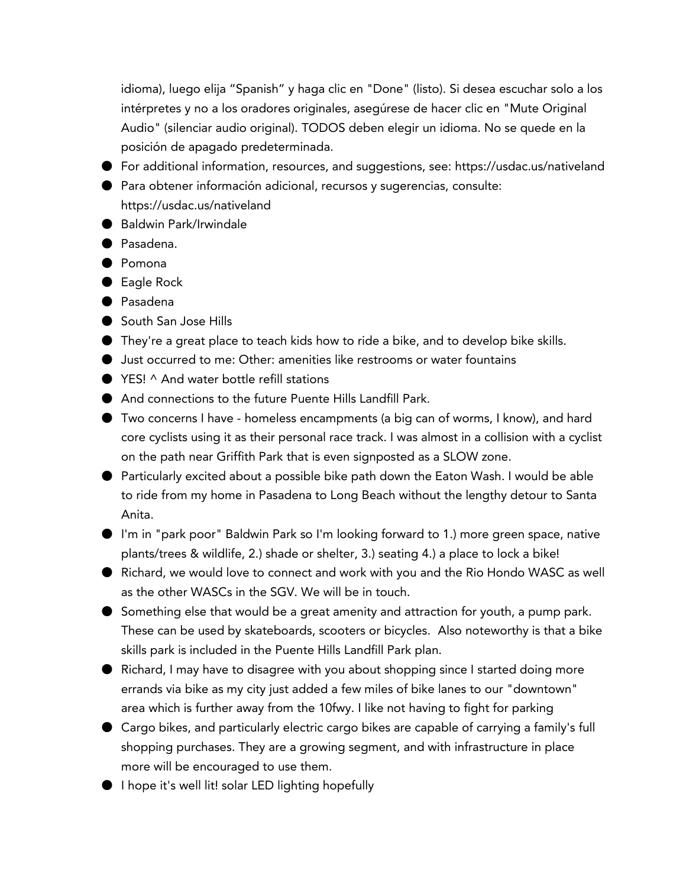idioma), luego elija “Spanish” y haga clic en "Done" (listo). Si desea escuchar solo a los intérpretes y no a los oradores originales, asegúrese de hacer clic en "Mute Original Audio" (silenciar audio original). TODOS deben elegir un idioma. No se quede en la posición de apagado predeterminada.

- For additional information, resources, and suggestions, see: https://usdac.us/nativeland
- Para obtener información adicional, recursos y sugerencias, consulte: https://usdac.us/nativeland
- Baldwin Park/Irwindale
- Pasadena.
- Pomona
- Eagle Rock
- Pasadena
- South San Jose Hills
- They're a great place to teach kids how to ride a bike, and to develop bike skills.
- Just occurred to me: Other: amenities like restrooms or water fountains
- YES! ^ And water bottle refill stations
- And connections to the future Puente Hills Landfill Park.
- Two concerns I have - homeless encampments (a big can of worms, I know), and hard core cyclists using it as their personal race track. I was almost in a collision with a cyclist on the path near Griffith Park that is even signposted as a SLOW zone.
- Particularly excited about a possible bike path down the Eaton Wash. I would be able to ride from my home in Pasadena to Long Beach without the lengthy detour to Santa Anita.
- I'm in "park poor" Baldwin Park so I'm looking forward to 1.) more green space, native plants/trees & wildlife, 2.) shade or shelter, 3.) seating 4.) a place to lock a bike!
- Richard, we would love to connect and work with you and the Rio Hondo WASC as well as the other WASCs in the SGV. We will be in touch.
- Something else that would be a great amenity and attraction for youth, a pump park. These can be used by skateboards, scooters or bicycles. Also noteworthy is that a bike skills park is included in the Puente Hills Landfill Park plan.
- Richard, I may have to disagree with you about shopping since I started doing more errands via bike as my city just added a few miles of bike lanes to our "downtown" area which is further away from the 10fwy. I like not having to fight for parking
- Cargo bikes, and particularly electric cargo bikes are capable of carrying a family's full shopping purchases. They are a growing segment, and with infrastructure in place more will be encouraged to use them.
- I hope it's well lit! solar LED lighting hopefully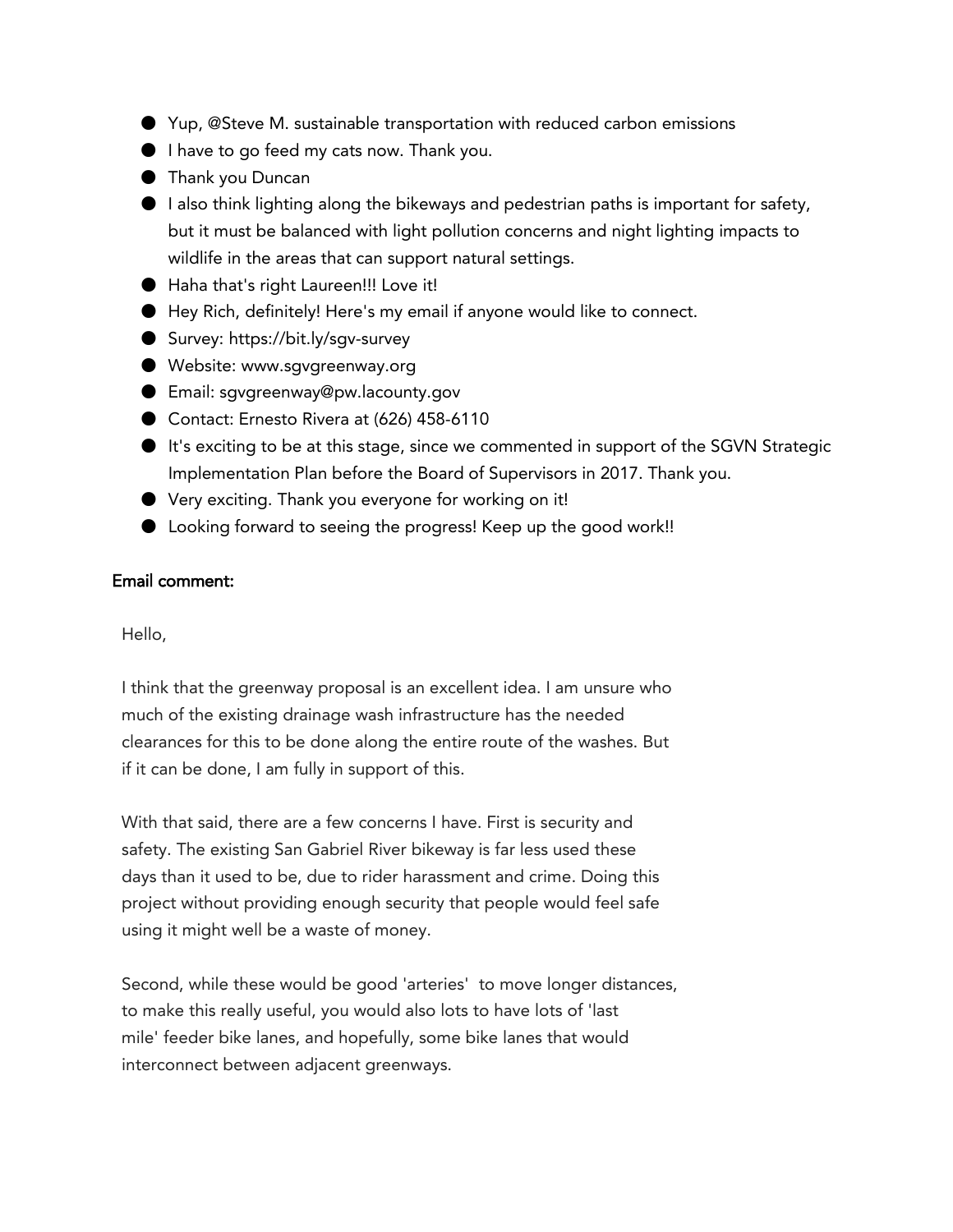- Yup, @Steve M. sustainable transportation with reduced carbon emissions
- I have to go feed my cats now. Thank you.
- Thank you Duncan
- I also think lighting along the bikeways and pedestrian paths is important for safety, but it must be balanced with light pollution concerns and night lighting impacts to wildlife in the areas that can support natural settings.
- Haha that's right Laureen!!! Love it!
- Hey Rich, definitely! Here's my email if anyone would like to connect.
- Survey: https://bit.ly/sgv-survey
- Website: www.sgvgreenway.org
- Email: sgvgreenway@pw.lacounty.gov
- Contact: Ernesto Rivera at (626) 458-6110
- It's exciting to be at this stage, since we commented in support of the SGVN Strategic Implementation Plan before the Board of Supervisors in 2017. Thank you.
- Very exciting. Thank you everyone for working on it!
- Looking forward to seeing the progress! Keep up the good work!!

Email comment:

Hello,

I think that the greenway proposal is an excellent idea. I am unsure who much of the existing drainage wash infrastructure has the needed clearances for this to be done along the entire route of the washes. But if it can be done, I am fully in support of this.

With that said, there are a few concerns I have. First is security and safety. The existing San Gabriel River bikeway is far less used these days than it used to be, due to rider harassment and crime. Doing this project without providing enough security that people would feel safe using it might well be a waste of money.

Second, while these would be good 'arteries' to move longer distances, to make this really useful, you would also lots to have lots of 'last mile' feeder bike lanes, and hopefully, some bike lanes that would interconnect between adjacent greenways.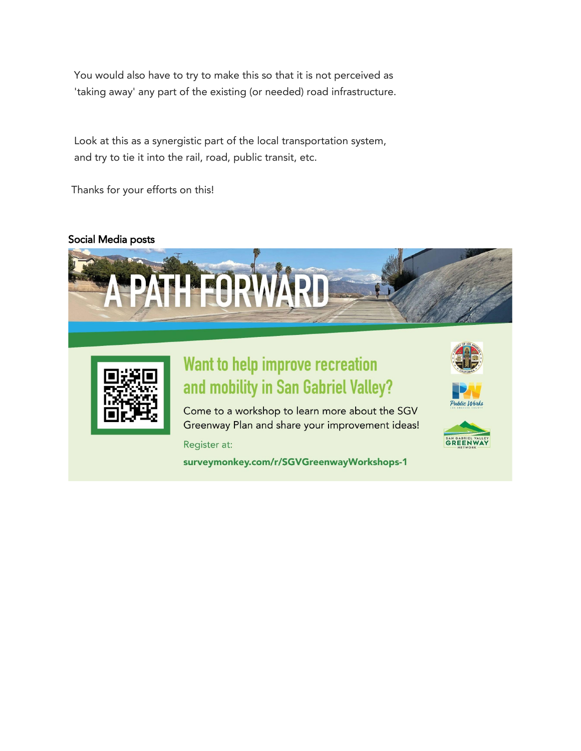You would also have to try to make this so that it is not perceived as 'taking away' any part of the existing (or needed) road infrastructure.

Look at this as a synergistic part of the local transportation system, and try to tie it into the rail, road, public transit, etc.

Thanks for your efforts on this!

Social Media posts

A PATH FORWARD

Want to help improve recreation and mobility in San Gabriel Valley?

Come to a workshop to learn more about the SGV Greenway Plan and share your improvement ideas!

Register at:

**surveymonkey.com/r/SGVGreenwayWorkshops-1**

Public Works

SAN GABRIEL VALLEY GREENWAY NETWORK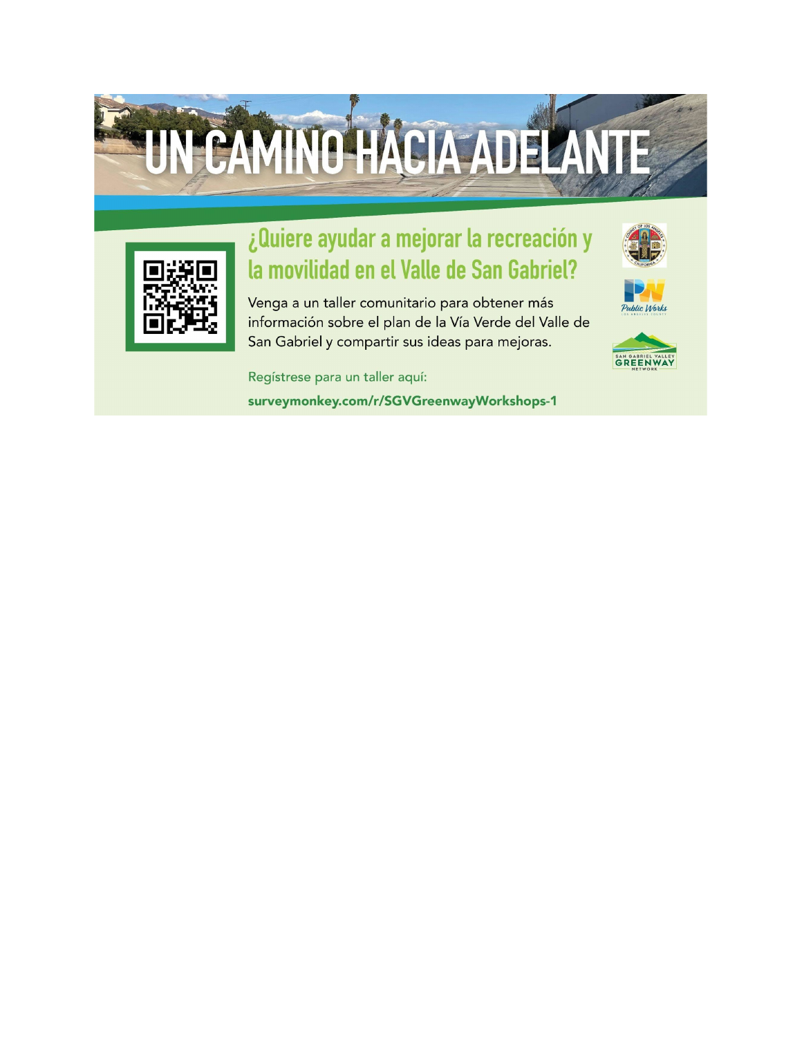# UN CAMINO HACIA ADELANTE

## ¿Quiere ayudar a mejorar la recreación y la movilidad en el Valle de San Gabriel?

Venga a un taller comunitario para obtener más información sobre el plan de la Vía Verde del Valle de San Gabriel y compartir sus ideas para mejoras.

Regístrese para un taller aquí:

**surveymonkey.com/r/SGVGreenwayWorkshops-1**

Public Works

SAN GABRIEL VALLEY GREENWAY NETWORK